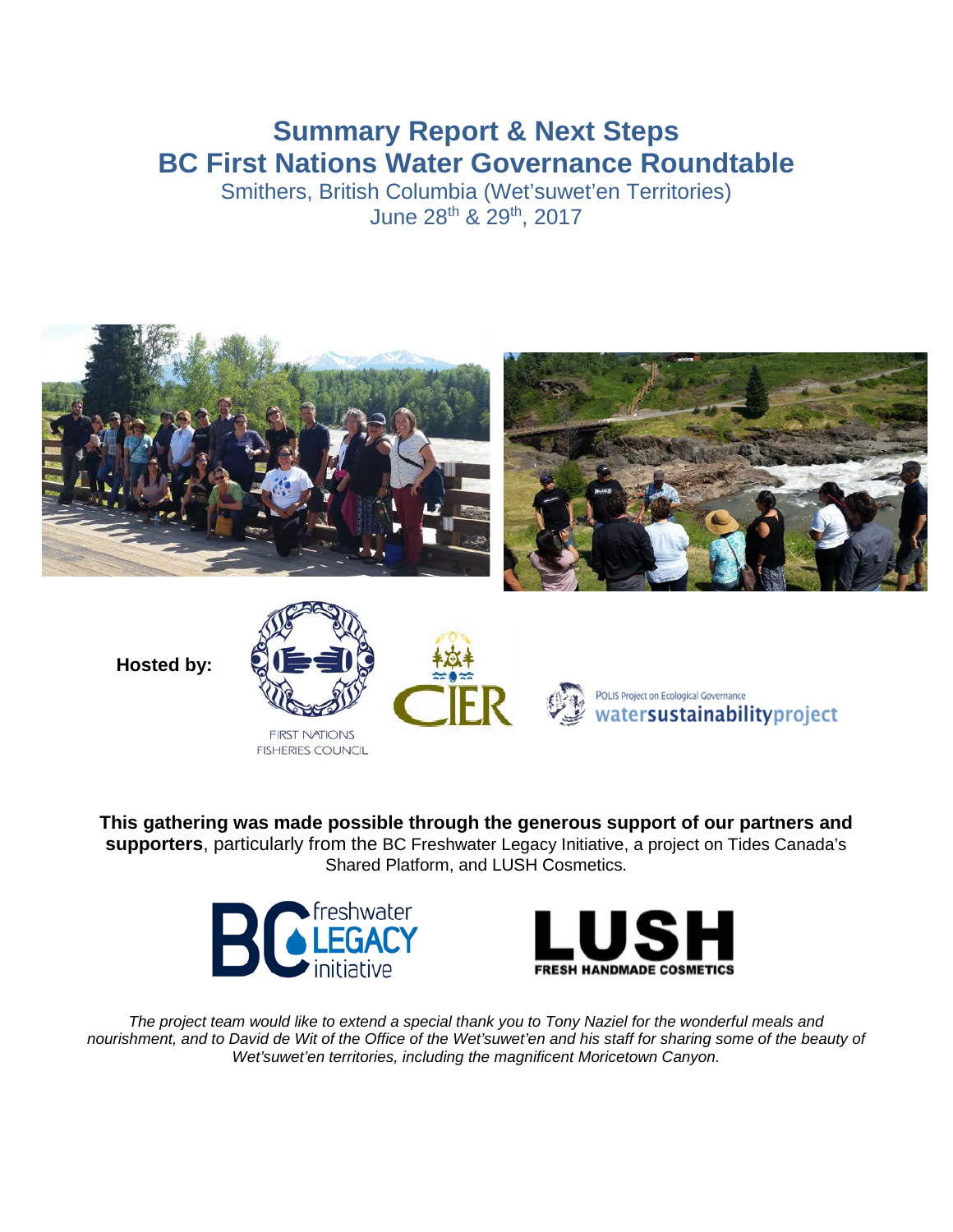# Summary Report & Next Steps
# BC First Nations Water Governance Roundtable

Smithers, British Columbia (Wet'suwet'en Territories)
June 28th & 29th, 2017

**Hosted by:**

FIRST NATIONS FISHERIES COUNCIL

CIER

POLIS Project on Ecological Governance
watersustainabilityproject

**This gathering was made possible through the generous support of our partners and supporters**, particularly from the BC Freshwater Legacy Initiative, a project on Tides Canada's Shared Platform, and LUSH Cosmetics.

BC freshwater LEGACY initiative

LUSH FRESH HANDMADE COSMETICS

*The project team would like to extend a special thank you to Tony Naziel for the wonderful meals and nourishment, and to David de Wit of the Office of the Wet'suwet'en and his staff for sharing some of the beauty of Wet'suwet'en territories, including the magnificent Moricetown Canyon.*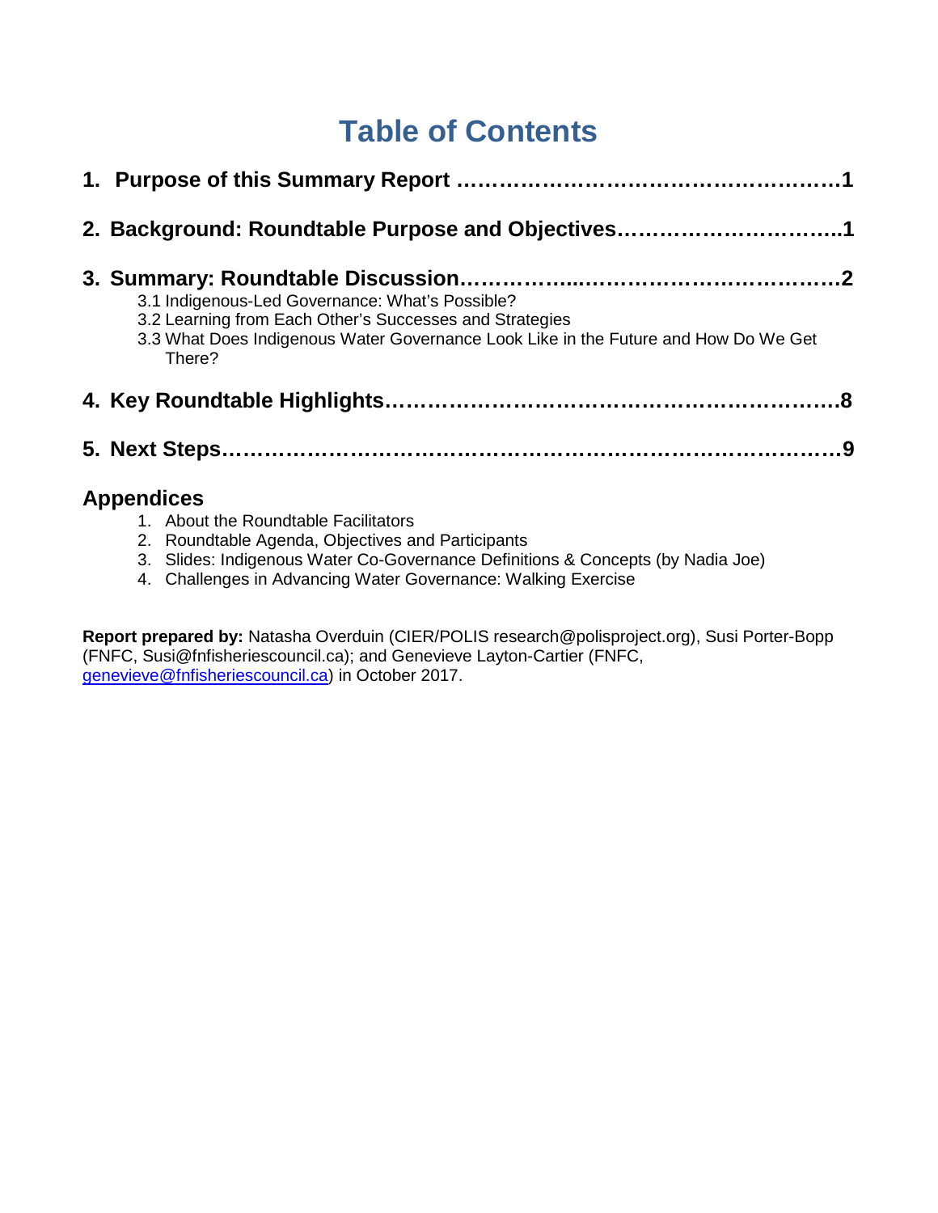# Table of Contents

**1. Purpose of this Summary Report ………………………………………………1**

**2. Background: Roundtable Purpose and Objectives…………………………..1**

**3. Summary: Roundtable Discussion……………..……………………………….2**

3.1 Indigenous-Led Governance: What's Possible?
3.2 Learning from Each Other's Successes and Strategies
3.3 What Does Indigenous Water Governance Look Like in the Future and How Do We Get There?

**4. Key Roundtable Highlights……………………………………………………8**

**5. Next Steps………………………………………………………………………9**

## Appendices

1. About the Roundtable Facilitators
2. Roundtable Agenda, Objectives and Participants
3. Slides: Indigenous Water Co-Governance Definitions & Concepts (by Nadia Joe)
4. Challenges in Advancing Water Governance: Walking Exercise

**Report prepared by:** Natasha Overduin (CIER/POLIS research@polisproject.org), Susi Porter-Bopp (FNFC, Susi@fnfisheriescouncil.ca); and Genevieve Layton-Cartier (FNFC, genevieve@fnfisheriescouncil.ca) in October 2017.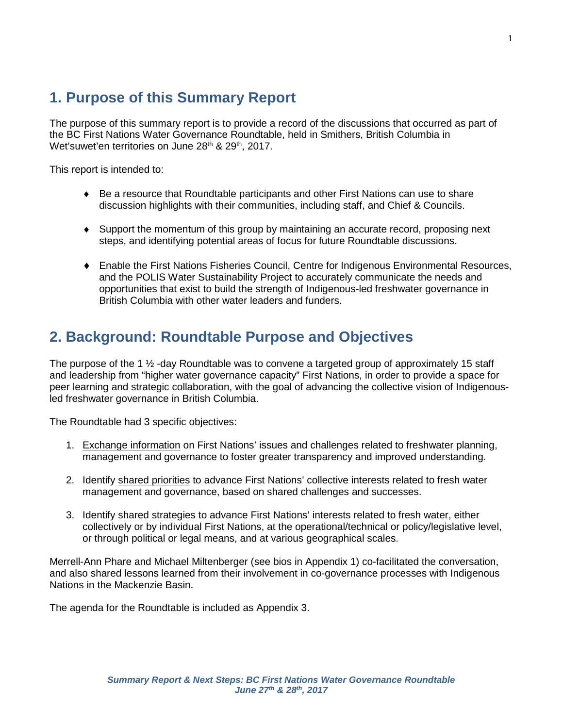## 1. Purpose of this Summary Report

The purpose of this summary report is to provide a record of the discussions that occurred as part of the BC First Nations Water Governance Roundtable, held in Smithers, British Columbia in Wet'suwet'en territories on June 28th & 29th, 2017.

This report is intended to:

- Be a resource that Roundtable participants and other First Nations can use to share discussion highlights with their communities, including staff, and Chief & Councils.
- Support the momentum of this group by maintaining an accurate record, proposing next steps, and identifying potential areas of focus for future Roundtable discussions.
- Enable the First Nations Fisheries Council, Centre for Indigenous Environmental Resources, and the POLIS Water Sustainability Project to accurately communicate the needs and opportunities that exist to build the strength of Indigenous-led freshwater governance in British Columbia with other water leaders and funders.

## 2. Background: Roundtable Purpose and Objectives

The purpose of the 1 ½ -day Roundtable was to convene a targeted group of approximately 15 staff and leadership from "higher water governance capacity" First Nations, in order to provide a space for peer learning and strategic collaboration, with the goal of advancing the collective vision of Indigenous-led freshwater governance in British Columbia.

The Roundtable had 3 specific objectives:

1. Exchange information on First Nations' issues and challenges related to freshwater planning, management and governance to foster greater transparency and improved understanding.
2. Identify shared priorities to advance First Nations' collective interests related to fresh water management and governance, based on shared challenges and successes.
3. Identify shared strategies to advance First Nations' interests related to fresh water, either collectively or by individual First Nations, at the operational/technical or policy/legislative level, or through political or legal means, and at various geographical scales.

Merrell-Ann Phare and Michael Miltenberger (see bios in Appendix 1) co-facilitated the conversation, and also shared lessons learned from their involvement in co-governance processes with Indigenous Nations in the Mackenzie Basin.

The agenda for the Roundtable is included as Appendix 3.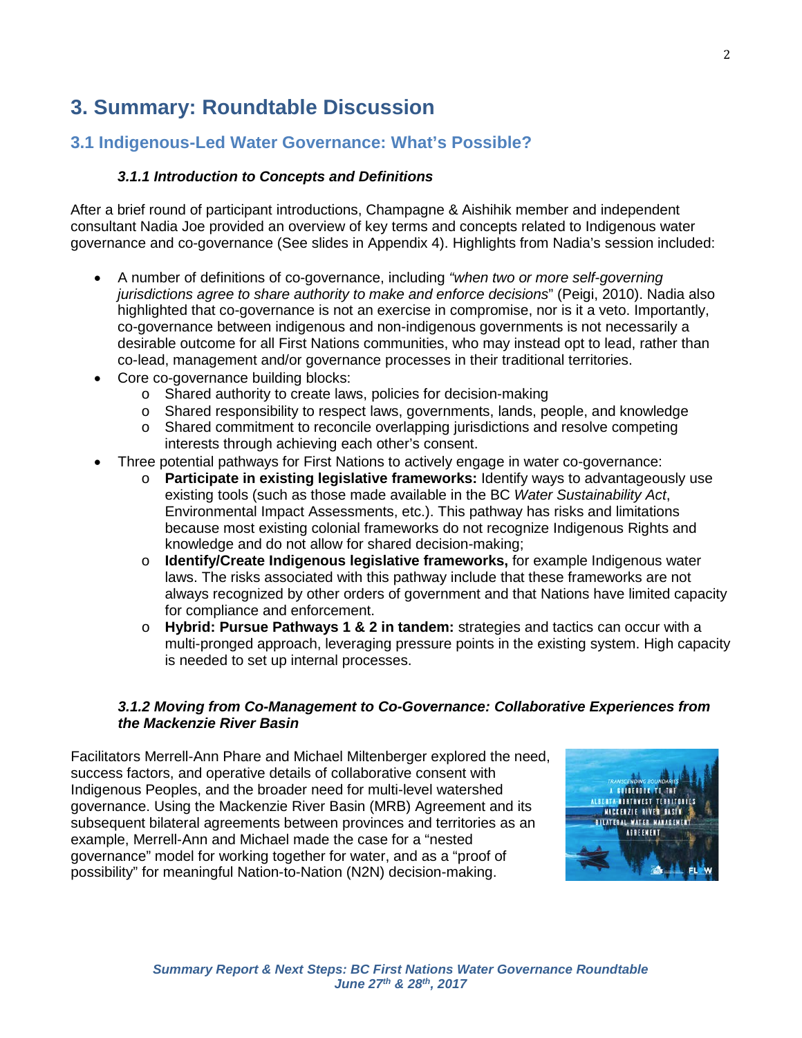# 3. Summary: Roundtable Discussion

## 3.1 Indigenous-Led Water Governance: What's Possible?

### *3.1.1 Introduction to Concepts and Definitions*

After a brief round of participant introductions, Champagne & Aishihik member and independent consultant Nadia Joe provided an overview of key terms and concepts related to Indigenous water governance and co-governance (See slides in Appendix 4). Highlights from Nadia's session included:

- A number of definitions of co-governance, including *"when two or more self-governing jurisdictions agree to share authority to make and enforce decisions*" (Peigi, 2010). Nadia also highlighted that co-governance is not an exercise in compromise, nor is it a veto. Importantly, co-governance between indigenous and non-indigenous governments is not necessarily a desirable outcome for all First Nations communities, who may instead opt to lead, rather than co-lead, management and/or governance processes in their traditional territories.
- Core co-governance building blocks:
  - Shared authority to create laws, policies for decision-making
  - Shared responsibility to respect laws, governments, lands, people, and knowledge
  - Shared commitment to reconcile overlapping jurisdictions and resolve competing interests through achieving each other's consent.
- Three potential pathways for First Nations to actively engage in water co-governance:
  - **Participate in existing legislative frameworks:** Identify ways to advantageously use existing tools (such as those made available in the BC *Water Sustainability Act*, Environmental Impact Assessments, etc.). This pathway has risks and limitations because most existing colonial frameworks do not recognize Indigenous Rights and knowledge and do not allow for shared decision-making;
  - **Identify/Create Indigenous legislative frameworks,** for example Indigenous water laws. The risks associated with this pathway include that these frameworks are not always recognized by other orders of government and that Nations have limited capacity for compliance and enforcement.
  - **Hybrid: Pursue Pathways 1 & 2 in tandem:** strategies and tactics can occur with a multi-pronged approach, leveraging pressure points in the existing system. High capacity is needed to set up internal processes.

### *3.1.2 Moving from Co-Management to Co-Governance: Collaborative Experiences from the Mackenzie River Basin*

Facilitators Merrell-Ann Phare and Michael Miltenberger explored the need, success factors, and operative details of collaborative consent with Indigenous Peoples, and the broader need for multi-level watershed governance. Using the Mackenzie River Basin (MRB) Agreement and its subsequent bilateral agreements between provinces and territories as an example, Merrell-Ann and Michael made the case for a "nested governance" model for working together for water, and as a "proof of possibility" for meaningful Nation-to-Nation (N2N) decision-making.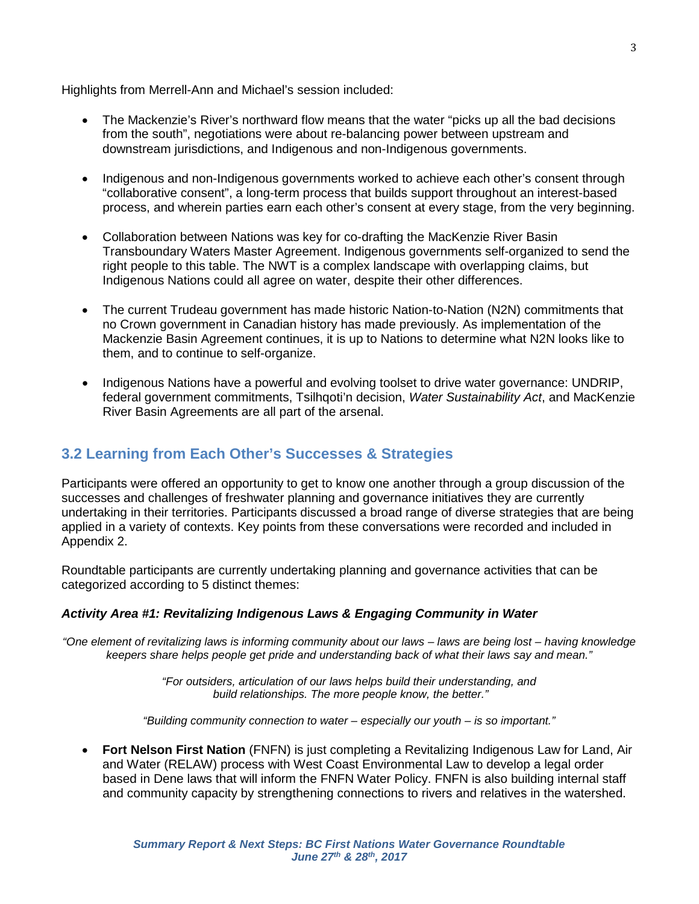Highlights from Merrell-Ann and Michael's session included:

- The Mackenzie's River's northward flow means that the water "picks up all the bad decisions from the south", negotiations were about re-balancing power between upstream and downstream jurisdictions, and Indigenous and non-Indigenous governments.

- Indigenous and non-Indigenous governments worked to achieve each other's consent through "collaborative consent", a long-term process that builds support throughout an interest-based process, and wherein parties earn each other's consent at every stage, from the very beginning.

- Collaboration between Nations was key for co-drafting the MacKenzie River Basin Transboundary Waters Master Agreement. Indigenous governments self-organized to send the right people to this table. The NWT is a complex landscape with overlapping claims, but Indigenous Nations could all agree on water, despite their other differences.

- The current Trudeau government has made historic Nation-to-Nation (N2N) commitments that no Crown government in Canadian history has made previously. As implementation of the Mackenzie Basin Agreement continues, it is up to Nations to determine what N2N looks like to them, and to continue to self-organize.

- Indigenous Nations have a powerful and evolving toolset to drive water governance: UNDRIP, federal government commitments, Tsilhqoti'n decision, *Water Sustainability Act*, and MacKenzie River Basin Agreements are all part of the arsenal.

## 3.2 Learning from Each Other's Successes & Strategies

Participants were offered an opportunity to get to know one another through a group discussion of the successes and challenges of freshwater planning and governance initiatives they are currently undertaking in their territories. Participants discussed a broad range of diverse strategies that are being applied in a variety of contexts. Key points from these conversations were recorded and included in Appendix 2.

Roundtable participants are currently undertaking planning and governance activities that can be categorized according to 5 distinct themes:

### *Activity Area #1: Revitalizing Indigenous Laws & Engaging Community in Water*

*"One element of revitalizing laws is informing community about our laws – laws are being lost – having knowledge keepers share helps people get pride and understanding back of what their laws say and mean."*

*"For outsiders, articulation of our laws helps build their understanding, and build relationships. The more people know, the better."*

*"Building community connection to water – especially our youth – is so important."*

- **Fort Nelson First Nation** (FNFN) is just completing a Revitalizing Indigenous Law for Land, Air and Water (RELAW) process with West Coast Environmental Law to develop a legal order based in Dene laws that will inform the FNFN Water Policy. FNFN is also building internal staff and community capacity by strengthening connections to rivers and relatives in the watershed.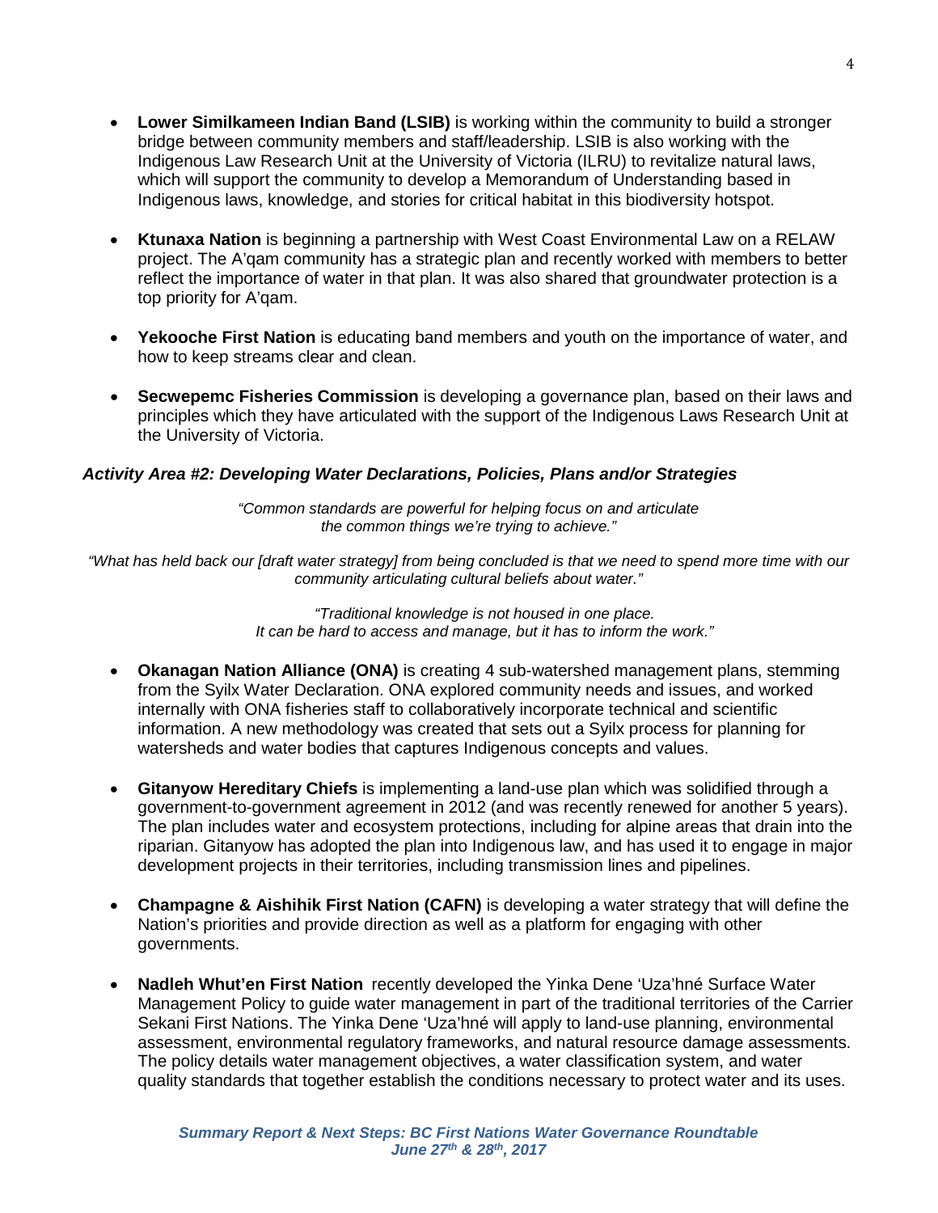- **Lower Similkameen Indian Band (LSIB)** is working within the community to build a stronger bridge between community members and staff/leadership. LSIB is also working with the Indigenous Law Research Unit at the University of Victoria (ILRU) to revitalize natural laws, which will support the community to develop a Memorandum of Understanding based in Indigenous laws, knowledge, and stories for critical habitat in this biodiversity hotspot.

- **Ktunaxa Nation** is beginning a partnership with West Coast Environmental Law on a RELAW project. The A'qam community has a strategic plan and recently worked with members to better reflect the importance of water in that plan. It was also shared that groundwater protection is a top priority for A'qam.

- **Yekooche First Nation** is educating band members and youth on the importance of water, and how to keep streams clear and clean.

- **Secwepemc Fisheries Commission** is developing a governance plan, based on their laws and principles which they have articulated with the support of the Indigenous Laws Research Unit at the University of Victoria.

### *Activity Area #2: Developing Water Declarations, Policies, Plans and/or Strategies*

*"Common standards are powerful for helping focus on and articulate the common things we're trying to achieve."*

*"What has held back our [draft water strategy] from being concluded is that we need to spend more time with our community articulating cultural beliefs about water."*

*"Traditional knowledge is not housed in one place. It can be hard to access and manage, but it has to inform the work."*

- **Okanagan Nation Alliance (ONA)** is creating 4 sub-watershed management plans, stemming from the Syilx Water Declaration. ONA explored community needs and issues, and worked internally with ONA fisheries staff to collaboratively incorporate technical and scientific information. A new methodology was created that sets out a Syilx process for planning for watersheds and water bodies that captures Indigenous concepts and values.

- **Gitanyow Hereditary Chiefs** is implementing a land-use plan which was solidified through a government-to-government agreement in 2012 (and was recently renewed for another 5 years). The plan includes water and ecosystem protections, including for alpine areas that drain into the riparian. Gitanyow has adopted the plan into Indigenous law, and has used it to engage in major development projects in their territories, including transmission lines and pipelines.

- **Champagne & Aishihik First Nation (CAFN)** is developing a water strategy that will define the Nation's priorities and provide direction as well as a platform for engaging with other governments.

- **Nadleh Whut'en First Nation** recently developed the Yinka Dene 'Uza'hné Surface Water Management Policy to guide water management in part of the traditional territories of the Carrier Sekani First Nations. The Yinka Dene 'Uza'hné will apply to land-use planning, environmental assessment, environmental regulatory frameworks, and natural resource damage assessments. The policy details water management objectives, a water classification system, and water quality standards that together establish the conditions necessary to protect water and its uses.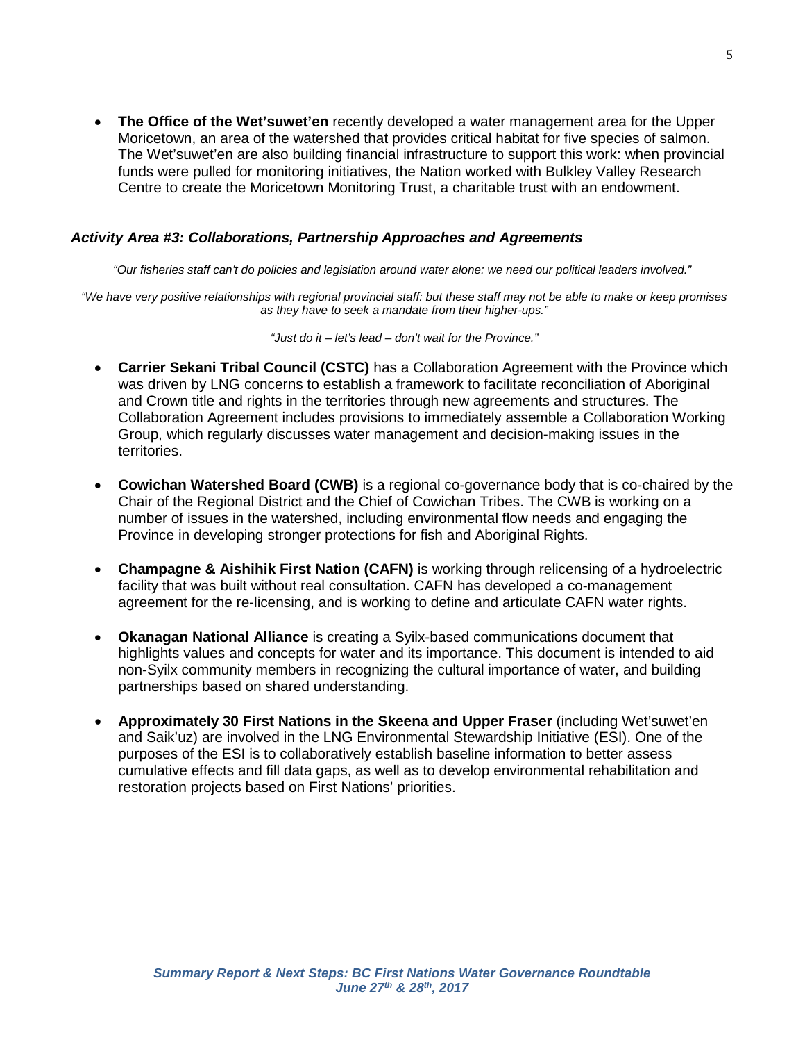- **The Office of the Wet'suwet'en** recently developed a water management area for the Upper Moricetown, an area of the watershed that provides critical habitat for five species of salmon. The Wet'suwet'en are also building financial infrastructure to support this work: when provincial funds were pulled for monitoring initiatives, the Nation worked with Bulkley Valley Research Centre to create the Moricetown Monitoring Trust, a charitable trust with an endowment.

### *Activity Area #3: Collaborations, Partnership Approaches and Agreements*

*"Our fisheries staff can't do policies and legislation around water alone: we need our political leaders involved."*

*"We have very positive relationships with regional provincial staff: but these staff may not be able to make or keep promises as they have to seek a mandate from their higher-ups."*

*"Just do it – let's lead – don't wait for the Province."*

- **Carrier Sekani Tribal Council (CSTC)** has a Collaboration Agreement with the Province which was driven by LNG concerns to establish a framework to facilitate reconciliation of Aboriginal and Crown title and rights in the territories through new agreements and structures. The Collaboration Agreement includes provisions to immediately assemble a Collaboration Working Group, which regularly discusses water management and decision-making issues in the territories.

- **Cowichan Watershed Board (CWB)** is a regional co-governance body that is co-chaired by the Chair of the Regional District and the Chief of Cowichan Tribes. The CWB is working on a number of issues in the watershed, including environmental flow needs and engaging the Province in developing stronger protections for fish and Aboriginal Rights.

- **Champagne & Aishihik First Nation (CAFN)** is working through relicensing of a hydroelectric facility that was built without real consultation. CAFN has developed a co-management agreement for the re-licensing, and is working to define and articulate CAFN water rights.

- **Okanagan National Alliance** is creating a Syilx-based communications document that highlights values and concepts for water and its importance. This document is intended to aid non-Syilx community members in recognizing the cultural importance of water, and building partnerships based on shared understanding.

- **Approximately 30 First Nations in the Skeena and Upper Fraser** (including Wet'suwet'en and Saik'uz) are involved in the LNG Environmental Stewardship Initiative (ESI). One of the purposes of the ESI is to collaboratively establish baseline information to better assess cumulative effects and fill data gaps, as well as to develop environmental rehabilitation and restoration projects based on First Nations' priorities.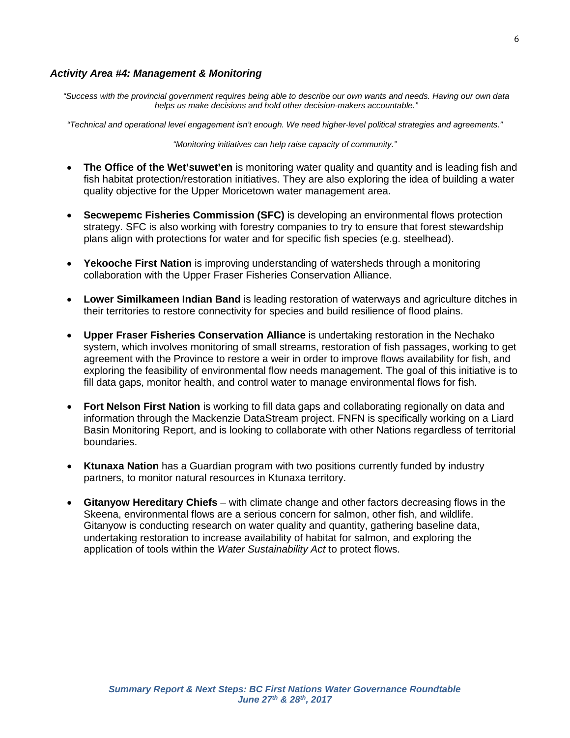### *Activity Area #4: Management & Monitoring*

*"Success with the provincial government requires being able to describe our own wants and needs. Having our own data helps us make decisions and hold other decision-makers accountable."*

*"Technical and operational level engagement isn't enough. We need higher-level political strategies and agreements."*

*"Monitoring initiatives can help raise capacity of community."*

- **The Office of the Wet'suwet'en** is monitoring water quality and quantity and is leading fish and fish habitat protection/restoration initiatives. They are also exploring the idea of building a water quality objective for the Upper Moricetown water management area.
- **Secwepemc Fisheries Commission (SFC)** is developing an environmental flows protection strategy. SFC is also working with forestry companies to try to ensure that forest stewardship plans align with protections for water and for specific fish species (e.g. steelhead).
- **Yekooche First Nation** is improving understanding of watersheds through a monitoring collaboration with the Upper Fraser Fisheries Conservation Alliance.
- **Lower Similkameen Indian Band** is leading restoration of waterways and agriculture ditches in their territories to restore connectivity for species and build resilience of flood plains.
- **Upper Fraser Fisheries Conservation Alliance** is undertaking restoration in the Nechako system, which involves monitoring of small streams, restoration of fish passages, working to get agreement with the Province to restore a weir in order to improve flows availability for fish, and exploring the feasibility of environmental flow needs management. The goal of this initiative is to fill data gaps, monitor health, and control water to manage environmental flows for fish.
- **Fort Nelson First Nation** is working to fill data gaps and collaborating regionally on data and information through the Mackenzie DataStream project. FNFN is specifically working on a Liard Basin Monitoring Report, and is looking to collaborate with other Nations regardless of territorial boundaries.
- **Ktunaxa Nation** has a Guardian program with two positions currently funded by industry partners, to monitor natural resources in Ktunaxa territory.
- **Gitanyow Hereditary Chiefs** – with climate change and other factors decreasing flows in the Skeena, environmental flows are a serious concern for salmon, other fish, and wildlife. Gitanyow is conducting research on water quality and quantity, gathering baseline data, undertaking restoration to increase availability of habitat for salmon, and exploring the application of tools within the *Water Sustainability Act* to protect flows.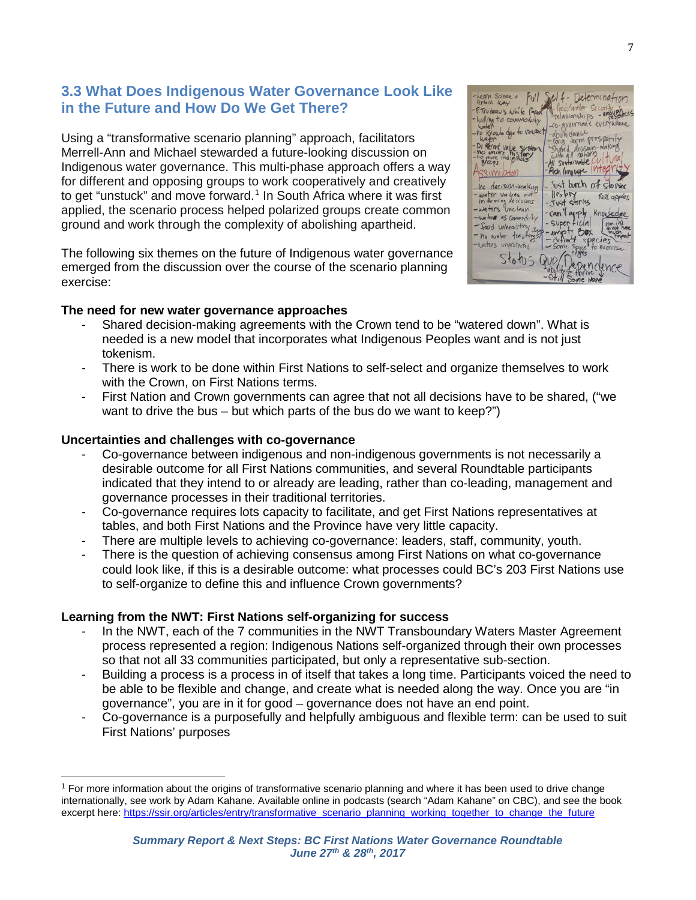## 3.3 What Does Indigenous Water Governance Look Like in the Future and How Do We Get There?

Using a "transformative scenario planning" approach, facilitators Merrell-Ann and Michael stewarded a future-looking discussion on Indigenous water governance. This multi-phase approach offers a way for different and opposing groups to work cooperatively and creatively to get "unstuck" and move forward.[1] In South Africa where it was first applied, the scenario process helped polarized groups create common ground and work through the complexity of abolishing apartheid.

The following six themes on the future of Indigenous water governance emerged from the discussion over the course of the scenario planning exercise:

**The need for new water governance approaches**

- Shared decision-making agreements with the Crown tend to be "watered down". What is needed is a new model that incorporates what Indigenous Peoples want and is not just tokenism.
- There is work to be done within First Nations to self-select and organize themselves to work with the Crown, on First Nations terms.
- First Nation and Crown governments can agree that not all decisions have to be shared, ("we want to drive the bus – but which parts of the bus do we want to keep?")

**Uncertainties and challenges with co-governance**

- Co-governance between indigenous and non-indigenous governments is not necessarily a desirable outcome for all First Nations communities, and several Roundtable participants indicated that they intend to or already are leading, rather than co-leading, management and governance processes in their traditional territories.
- Co-governance requires lots capacity to facilitate, and get First Nations representatives at tables, and both First Nations and the Province have very little capacity.
- There are multiple levels to achieving co-governance: leaders, staff, community, youth.
- There is the question of achieving consensus among First Nations on what co-governance could look like, if this is a desirable outcome: what processes could BC's 203 First Nations use to self-organize to define this and influence Crown governments?

**Learning from the NWT: First Nations self-organizing for success**

- In the NWT, each of the 7 communities in the NWT Transboundary Waters Master Agreement process represented a region: Indigenous Nations self-organized through their own processes so that not all 33 communities participated, but only a representative sub-section.
- Building a process is a process in of itself that takes a long time. Participants voiced the need to be able to be flexible and change, and create what is needed along the way. Once you are "in governance", you are in it for good – governance does not have an end point.
- Co-governance is a purposefully and helpfully ambiguous and flexible term: can be used to suit First Nations' purposes

[1] For more information about the origins of transformative scenario planning and where it has been used to drive change internationally, see work by Adam Kahane. Available online in podcasts (search "Adam Kahane" on CBC), and see the book excerpt here: https://ssir.org/articles/entry/transformative_scenario_planning_working_together_to_change_the_future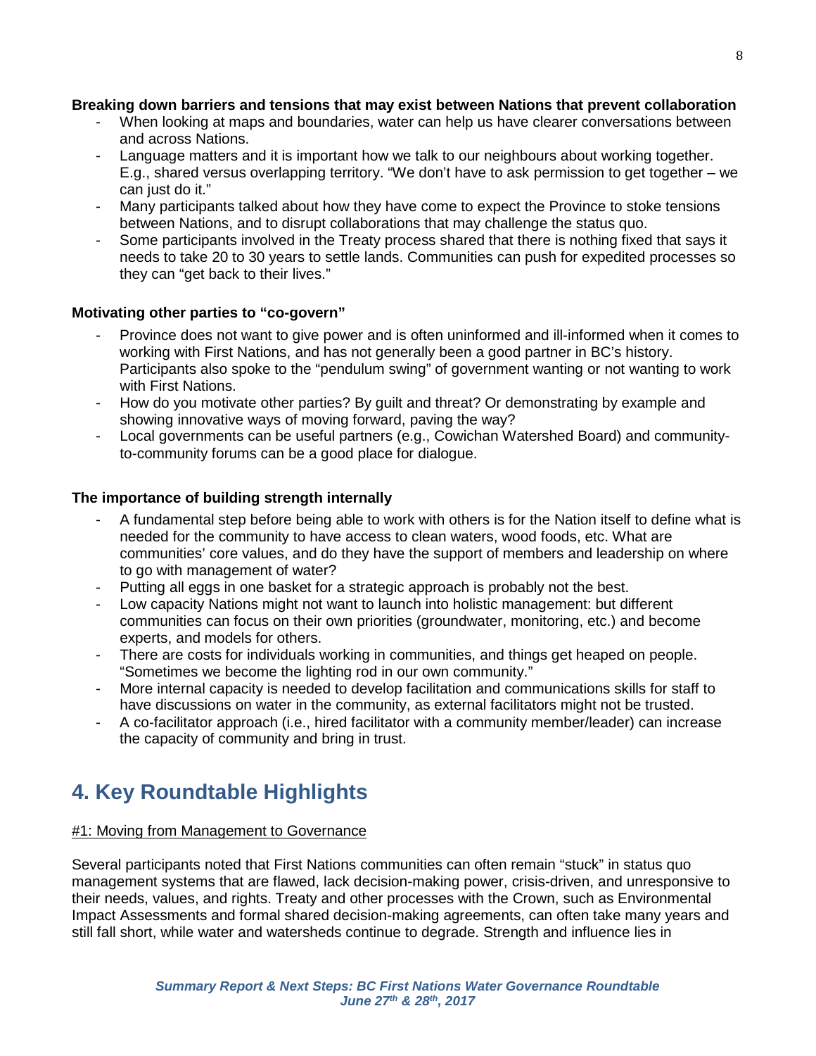**Breaking down barriers and tensions that may exist between Nations that prevent collaboration**

- When looking at maps and boundaries, water can help us have clearer conversations between and across Nations.
- Language matters and it is important how we talk to our neighbours about working together. E.g., shared versus overlapping territory. "We don't have to ask permission to get together – we can just do it."
- Many participants talked about how they have come to expect the Province to stoke tensions between Nations, and to disrupt collaborations that may challenge the status quo.
- Some participants involved in the Treaty process shared that there is nothing fixed that says it needs to take 20 to 30 years to settle lands. Communities can push for expedited processes so they can "get back to their lives."

**Motivating other parties to "co-govern"**

- Province does not want to give power and is often uninformed and ill-informed when it comes to working with First Nations, and has not generally been a good partner in BC's history. Participants also spoke to the "pendulum swing" of government wanting or not wanting to work with First Nations.
- How do you motivate other parties? By guilt and threat? Or demonstrating by example and showing innovative ways of moving forward, paving the way?
- Local governments can be useful partners (e.g., Cowichan Watershed Board) and community-to-community forums can be a good place for dialogue.

**The importance of building strength internally**

- A fundamental step before being able to work with others is for the Nation itself to define what is needed for the community to have access to clean waters, wood foods, etc. What are communities' core values, and do they have the support of members and leadership on where to go with management of water?
- Putting all eggs in one basket for a strategic approach is probably not the best.
- Low capacity Nations might not want to launch into holistic management: but different communities can focus on their own priorities (groundwater, monitoring, etc.) and become experts, and models for others.
- There are costs for individuals working in communities, and things get heaped on people. "Sometimes we become the lighting rod in our own community."
- More internal capacity is needed to develop facilitation and communications skills for staff to have discussions on water in the community, as external facilitators might not be trusted.
- A co-facilitator approach (i.e., hired facilitator with a community member/leader) can increase the capacity of community and bring in trust.

## 4. Key Roundtable Highlights

#1: Moving from Management to Governance

Several participants noted that First Nations communities can often remain "stuck" in status quo management systems that are flawed, lack decision-making power, crisis-driven, and unresponsive to their needs, values, and rights. Treaty and other processes with the Crown, such as Environmental Impact Assessments and formal shared decision-making agreements, can often take many years and still fall short, while water and watersheds continue to degrade. Strength and influence lies in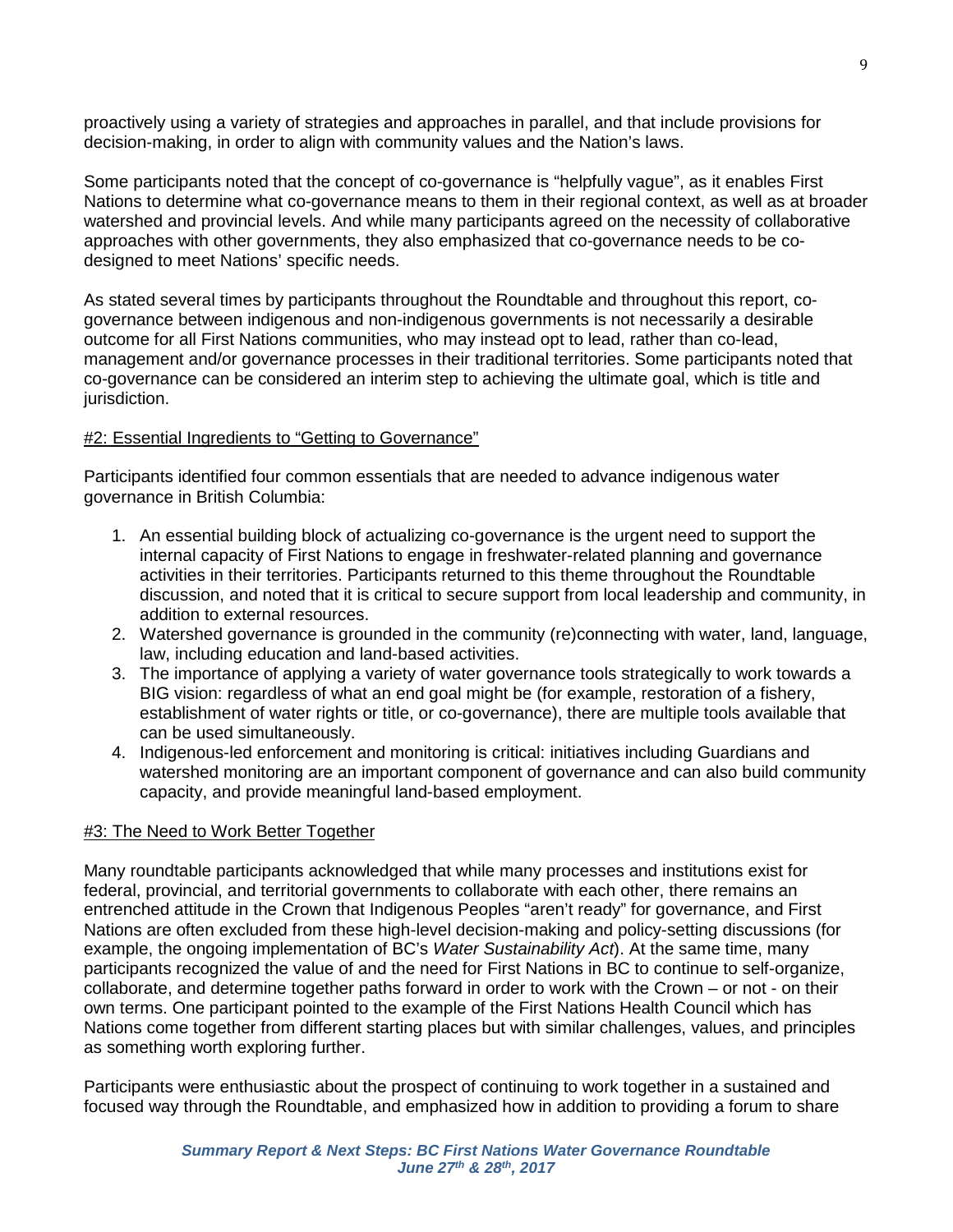proactively using a variety of strategies and approaches in parallel, and that include provisions for decision-making, in order to align with community values and the Nation's laws.

Some participants noted that the concept of co-governance is "helpfully vague", as it enables First Nations to determine what co-governance means to them in their regional context, as well as at broader watershed and provincial levels. And while many participants agreed on the necessity of collaborative approaches with other governments, they also emphasized that co-governance needs to be co-designed to meet Nations' specific needs.

As stated several times by participants throughout the Roundtable and throughout this report, co-governance between indigenous and non-indigenous governments is not necessarily a desirable outcome for all First Nations communities, who may instead opt to lead, rather than co-lead, management and/or governance processes in their traditional territories. Some participants noted that co-governance can be considered an interim step to achieving the ultimate goal, which is title and jurisdiction.

#2: Essential Ingredients to "Getting to Governance"

Participants identified four common essentials that are needed to advance indigenous water governance in British Columbia:

1. An essential building block of actualizing co-governance is the urgent need to support the internal capacity of First Nations to engage in freshwater-related planning and governance activities in their territories. Participants returned to this theme throughout the Roundtable discussion, and noted that it is critical to secure support from local leadership and community, in addition to external resources.
2. Watershed governance is grounded in the community (re)connecting with water, land, language, law, including education and land-based activities.
3. The importance of applying a variety of water governance tools strategically to work towards a BIG vision: regardless of what an end goal might be (for example, restoration of a fishery, establishment of water rights or title, or co-governance), there are multiple tools available that can be used simultaneously.
4. Indigenous-led enforcement and monitoring is critical: initiatives including Guardians and watershed monitoring are an important component of governance and can also build community capacity, and provide meaningful land-based employment.

#3: The Need to Work Better Together

Many roundtable participants acknowledged that while many processes and institutions exist for federal, provincial, and territorial governments to collaborate with each other, there remains an entrenched attitude in the Crown that Indigenous Peoples "aren't ready" for governance, and First Nations are often excluded from these high-level decision-making and policy-setting discussions (for example, the ongoing implementation of BC's *Water Sustainability Act*). At the same time, many participants recognized the value of and the need for First Nations in BC to continue to self-organize, collaborate, and determine together paths forward in order to work with the Crown – or not - on their own terms. One participant pointed to the example of the First Nations Health Council which has Nations come together from different starting places but with similar challenges, values, and principles as something worth exploring further.

Participants were enthusiastic about the prospect of continuing to work together in a sustained and focused way through the Roundtable, and emphasized how in addition to providing a forum to share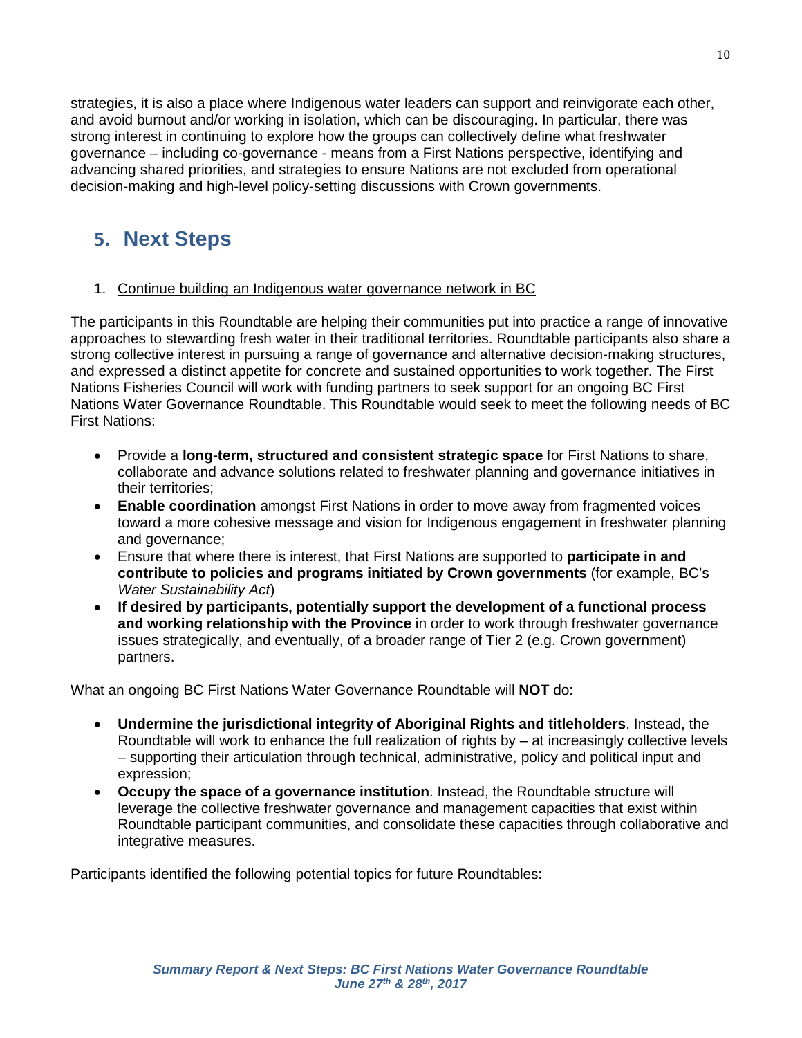strategies, it is also a place where Indigenous water leaders can support and reinvigorate each other, and avoid burnout and/or working in isolation, which can be discouraging. In particular, there was strong interest in continuing to explore how the groups can collectively define what freshwater governance – including co-governance - means from a First Nations perspective, identifying and advancing shared priorities, and strategies to ensure Nations are not excluded from operational decision-making and high-level policy-setting discussions with Crown governments.

## 5. Next Steps

1. Continue building an Indigenous water governance network in BC

The participants in this Roundtable are helping their communities put into practice a range of innovative approaches to stewarding fresh water in their traditional territories. Roundtable participants also share a strong collective interest in pursuing a range of governance and alternative decision-making structures, and expressed a distinct appetite for concrete and sustained opportunities to work together. The First Nations Fisheries Council will work with funding partners to seek support for an ongoing BC First Nations Water Governance Roundtable. This Roundtable would seek to meet the following needs of BC First Nations:

- Provide a **long-term, structured and consistent strategic space** for First Nations to share, collaborate and advance solutions related to freshwater planning and governance initiatives in their territories;
- **Enable coordination** amongst First Nations in order to move away from fragmented voices toward a more cohesive message and vision for Indigenous engagement in freshwater planning and governance;
- Ensure that where there is interest, that First Nations are supported to **participate in and contribute to policies and programs initiated by Crown governments** (for example, BC's *Water Sustainability Act*)
- **If desired by participants, potentially support the development of a functional process and working relationship with the Province** in order to work through freshwater governance issues strategically, and eventually, of a broader range of Tier 2 (e.g. Crown government) partners.

What an ongoing BC First Nations Water Governance Roundtable will **NOT** do:

- **Undermine the jurisdictional integrity of Aboriginal Rights and titleholders**. Instead, the Roundtable will work to enhance the full realization of rights by – at increasingly collective levels – supporting their articulation through technical, administrative, policy and political input and expression;
- **Occupy the space of a governance institution**. Instead, the Roundtable structure will leverage the collective freshwater governance and management capacities that exist within Roundtable participant communities, and consolidate these capacities through collaborative and integrative measures.

Participants identified the following potential topics for future Roundtables: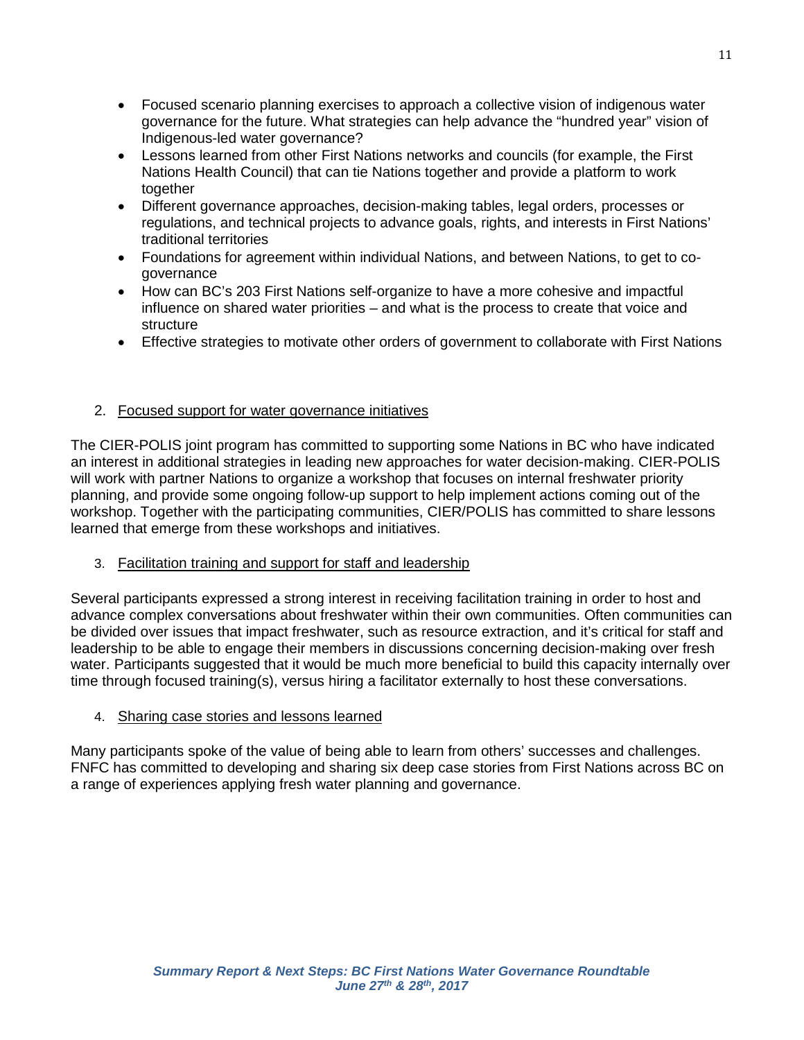- Focused scenario planning exercises to approach a collective vision of indigenous water governance for the future. What strategies can help advance the "hundred year" vision of Indigenous-led water governance?
- Lessons learned from other First Nations networks and councils (for example, the First Nations Health Council) that can tie Nations together and provide a platform to work together
- Different governance approaches, decision-making tables, legal orders, processes or regulations, and technical projects to advance goals, rights, and interests in First Nations' traditional territories
- Foundations for agreement within individual Nations, and between Nations, to get to co-governance
- How can BC's 203 First Nations self-organize to have a more cohesive and impactful influence on shared water priorities – and what is the process to create that voice and structure
- Effective strategies to motivate other orders of government to collaborate with First Nations

2. Focused support for water governance initiatives

The CIER-POLIS joint program has committed to supporting some Nations in BC who have indicated an interest in additional strategies in leading new approaches for water decision-making. CIER-POLIS will work with partner Nations to organize a workshop that focuses on internal freshwater priority planning, and provide some ongoing follow-up support to help implement actions coming out of the workshop. Together with the participating communities, CIER/POLIS has committed to share lessons learned that emerge from these workshops and initiatives.

3. Facilitation training and support for staff and leadership

Several participants expressed a strong interest in receiving facilitation training in order to host and advance complex conversations about freshwater within their own communities. Often communities can be divided over issues that impact freshwater, such as resource extraction, and it's critical for staff and leadership to be able to engage their members in discussions concerning decision-making over fresh water. Participants suggested that it would be much more beneficial to build this capacity internally over time through focused training(s), versus hiring a facilitator externally to host these conversations.

4. Sharing case stories and lessons learned

Many participants spoke of the value of being able to learn from others' successes and challenges. FNFC has committed to developing and sharing six deep case stories from First Nations across BC on a range of experiences applying fresh water planning and governance.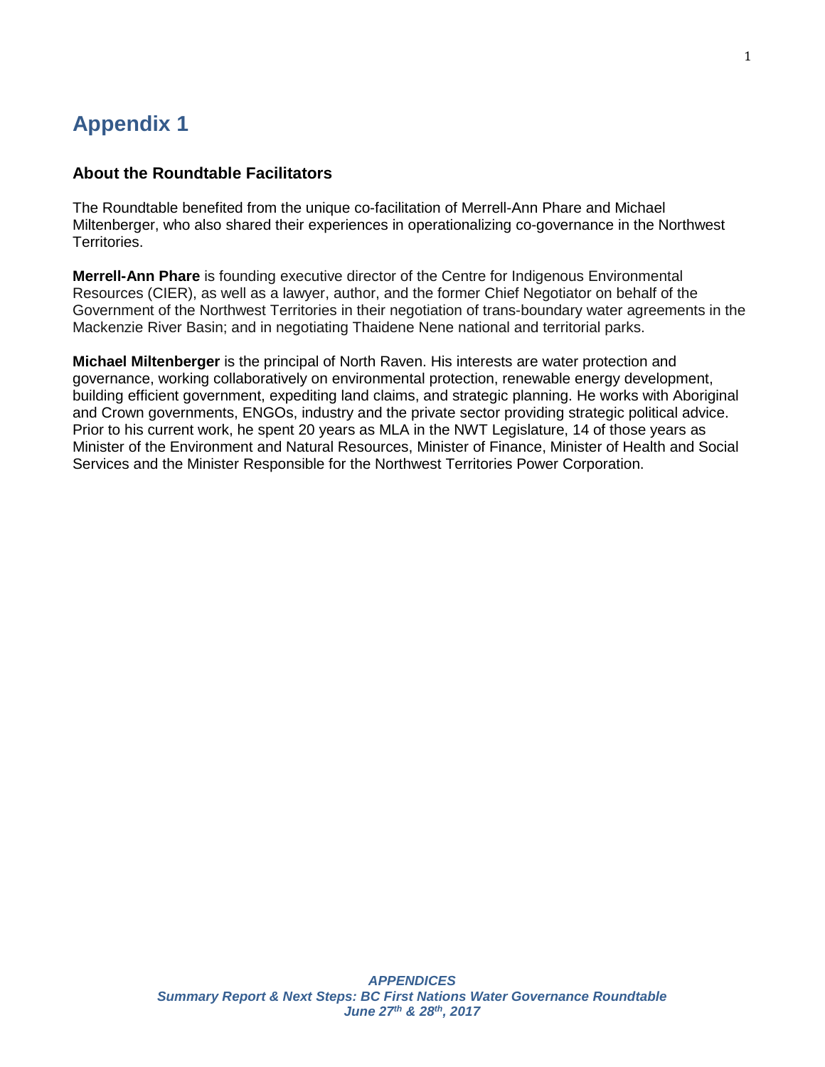# Appendix 1

### About the Roundtable Facilitators

The Roundtable benefited from the unique co-facilitation of Merrell-Ann Phare and Michael Miltenberger, who also shared their experiences in operationalizing co-governance in the Northwest Territories.

**Merrell-Ann Phare** is founding executive director of the Centre for Indigenous Environmental Resources (CIER), as well as a lawyer, author, and the former Chief Negotiator on behalf of the Government of the Northwest Territories in their negotiation of trans-boundary water agreements in the Mackenzie River Basin; and in negotiating Thaidene Nene national and territorial parks.

**Michael Miltenberger** is the principal of North Raven. His interests are water protection and governance, working collaboratively on environmental protection, renewable energy development, building efficient government, expediting land claims, and strategic planning. He works with Aboriginal and Crown governments, ENGOs, industry and the private sector providing strategic political advice. Prior to his current work, he spent 20 years as MLA in the NWT Legislature, 14 of those years as Minister of the Environment and Natural Resources, Minister of Finance, Minister of Health and Social Services and the Minister Responsible for the Northwest Territories Power Corporation.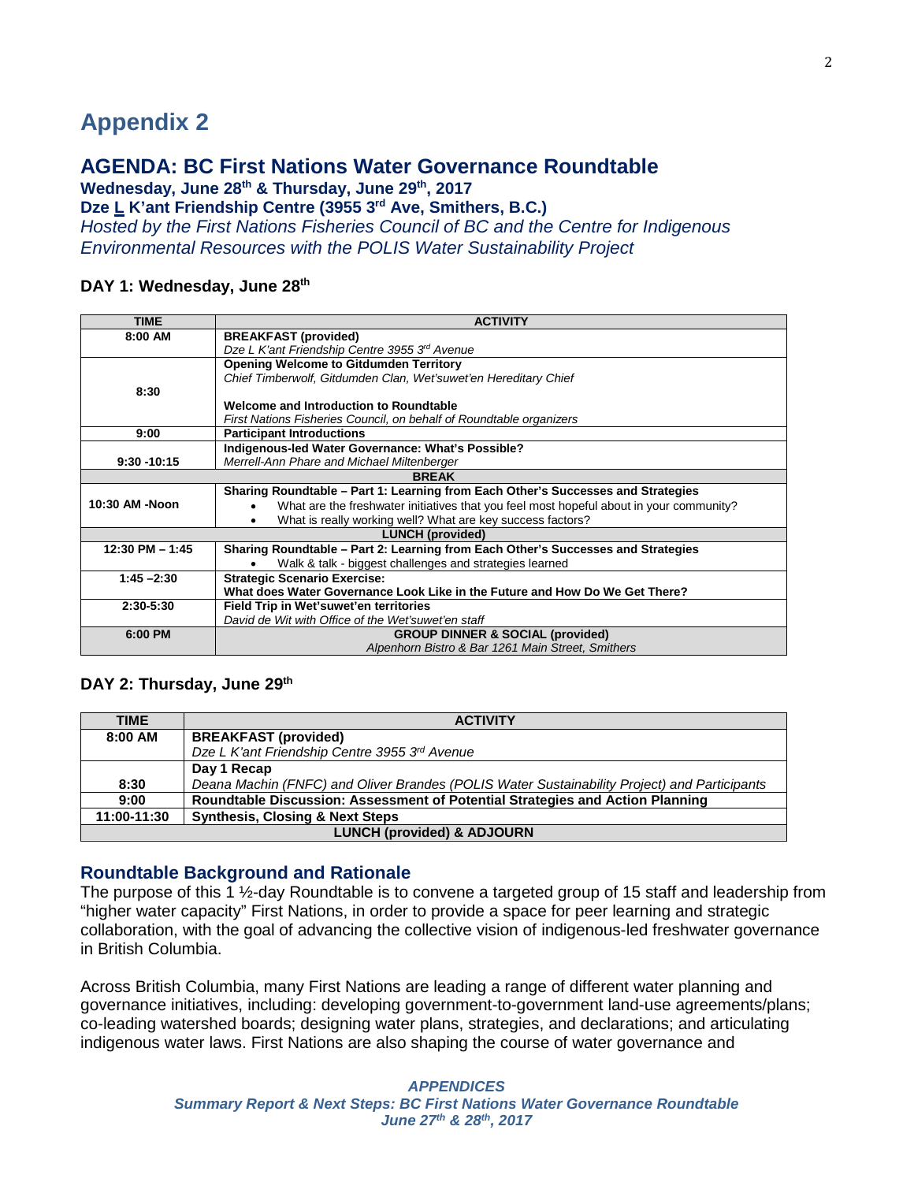# Appendix 2

## AGENDA: BC First Nations Water Governance Roundtable

**Wednesday, June 28th & Thursday, June 29th, 2017**

**Dze L K'ant Friendship Centre (3955 3rd Ave, Smithers, B.C.)**

*Hosted by the First Nations Fisheries Council of BC and the Centre for Indigenous Environmental Resources with the POLIS Water Sustainability Project*

### DAY 1: Wednesday, June 28th

| TIME | ACTIVITY |
|---|---|
| 8:00 AM | **BREAKFAST (provided)**<br>*Dze L K'ant Friendship Centre 3955 3rd Avenue* |
| 8:30 | **Opening Welcome to Gitdumden Territory**<br>*Chief Timberwolf, Gitdumden Clan, Wet'suwet'en Hereditary Chief*<br><br>**Welcome and Introduction to Roundtable**<br>*First Nations Fisheries Council, on behalf of Roundtable organizers* |
| 9:00 | **Participant Introductions** |
| 9:30 -10:15 | **Indigenous-led Water Governance: What's Possible?**<br>*Merrell-Ann Phare and Michael Miltenberger* |
| **BREAK** | |
| 10:30 AM -Noon | **Sharing Roundtable – Part 1: Learning from Each Other's Successes and Strategies**<br>• What are the freshwater initiatives that you feel most hopeful about in your community?<br>• What is really working well? What are key success factors? |
| **LUNCH (provided)** | |
| 12:30 PM – 1:45 | **Sharing Roundtable – Part 2: Learning from Each Other's Successes and Strategies**<br>• Walk & talk - biggest challenges and strategies learned |
| 1:45 –2:30 | **Strategic Scenario Exercise:**<br>**What does Water Governance Look Like in the Future and How Do We Get There?** |
| 2:30-5:30 | **Field Trip in Wet'suwet'en territories**<br>*David de Wit with Office of the Wet'suwet'en staff* |
| 6:00 PM | **GROUP DINNER & SOCIAL (provided)**<br>*Alpenhorn Bistro & Bar 1261 Main Street, Smithers* |

### DAY 2: Thursday, June 29th

| TIME | ACTIVITY |
|---|---|
| 8:00 AM | **BREAKFAST (provided)**<br>*Dze L K'ant Friendship Centre 3955 3rd Avenue* |
| 8:30 | **Day 1 Recap**<br>*Deana Machin (FNFC) and Oliver Brandes (POLIS Water Sustainability Project) and Participants* |
| 9:00 | **Roundtable Discussion: Assessment of Potential Strategies and Action Planning** |
| 11:00-11:30 | **Synthesis, Closing & Next Steps** |
| **LUNCH (provided) & ADJOURN** | |

### Roundtable Background and Rationale

The purpose of this 1 ½-day Roundtable is to convene a targeted group of 15 staff and leadership from "higher water capacity" First Nations, in order to provide a space for peer learning and strategic collaboration, with the goal of advancing the collective vision of indigenous-led freshwater governance in British Columbia.

Across British Columbia, many First Nations are leading a range of different water planning and governance initiatives, including: developing government-to-government land-use agreements/plans; co-leading watershed boards; designing water plans, strategies, and declarations; and articulating indigenous water laws. First Nations are also shaping the course of water governance and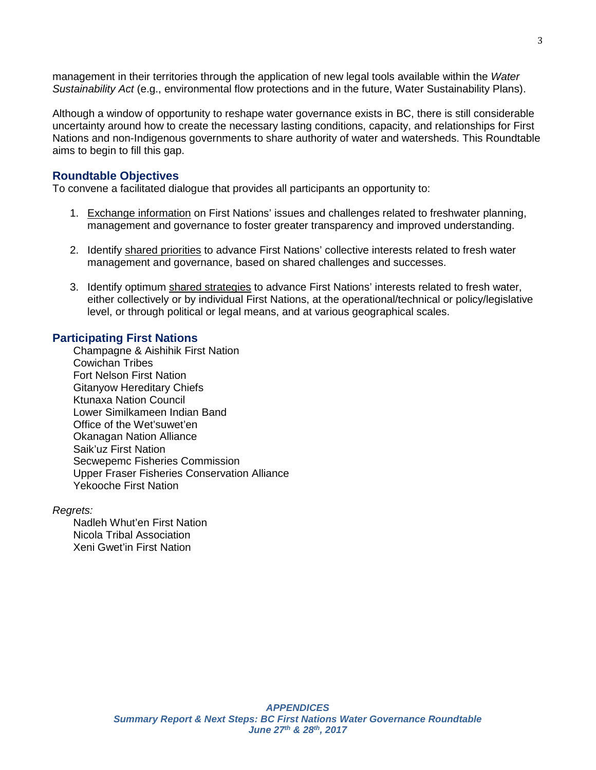management in their territories through the application of new legal tools available within the *Water Sustainability Act* (e.g., environmental flow protections and in the future, Water Sustainability Plans).

Although a window of opportunity to reshape water governance exists in BC, there is still considerable uncertainty around how to create the necessary lasting conditions, capacity, and relationships for First Nations and non-Indigenous governments to share authority of water and watersheds. This Roundtable aims to begin to fill this gap.

## Roundtable Objectives

To convene a facilitated dialogue that provides all participants an opportunity to:

1. Exchange information on First Nations' issues and challenges related to freshwater planning, management and governance to foster greater transparency and improved understanding.

2. Identify shared priorities to advance First Nations' collective interests related to fresh water management and governance, based on shared challenges and successes.

3. Identify optimum shared strategies to advance First Nations' interests related to fresh water, either collectively or by individual First Nations, at the operational/technical or policy/legislative level, or through political or legal means, and at various geographical scales.

## Participating First Nations

Champagne & Aishihik First Nation
Cowichan Tribes
Fort Nelson First Nation
Gitanyow Hereditary Chiefs
Ktunaxa Nation Council
Lower Similkameen Indian Band
Office of the Wet'suwet'en
Okanagan Nation Alliance
Saik'uz First Nation
Secwepemc Fisheries Commission
Upper Fraser Fisheries Conservation Alliance
Yekooche First Nation

*Regrets:*

Nadleh Whut'en First Nation
Nicola Tribal Association
Xeni Gwet'in First Nation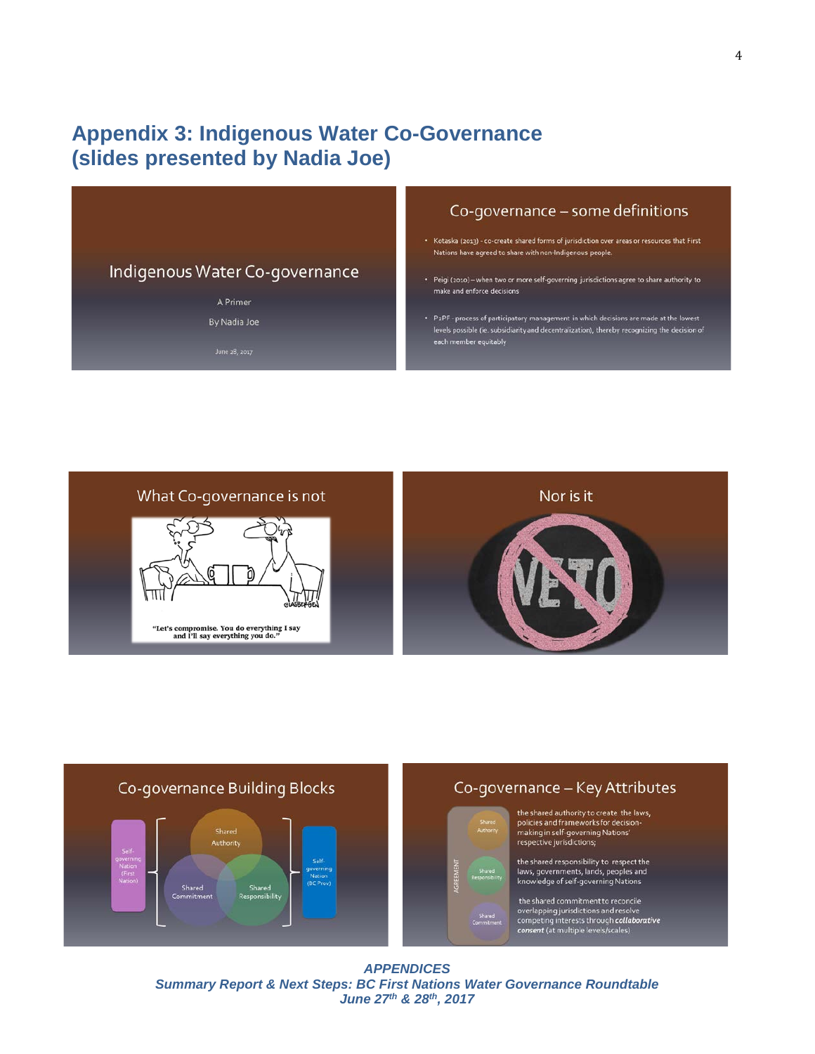# Appendix 3: Indigenous Water Co-Governance (slides presented by Nadia Joe)

## Indigenous Water Co-governance

A Primer

By Nadia Joe

June 28, 2017

## Co-governance – some definitions

- Kotaska (2013) - co-create shared forms of jurisdiction over areas or resources that First Nations have agreed to share with non-Indigenous people.
- Peigi (2010) – when two or more self-governing jurisdictions agree to share authority to make and enforce decisions
- P2PF - process of participatory management in which decisions are made at the lowest levels possible (ie. subsidiarity and decentralization), thereby recognizing the decision of each member equitably

## What Co-governance is not

"Let's compromise. You do everything I say and I'll say everything you do."

## Nor is it

VETO

## Co-governance Building Blocks

- Self-governing Nation (First Nation)
- Shared Authority
- Shared Commitment
- Shared Responsibility
- Self-governing Nation (BC Prov)

## Co-governance – Key Attributes

AGREEMENT

- Shared Authority: the shared authority to create the laws, policies and frameworks for decision-making in self-governing Nations' respective jurisdictions;
- Shared Responsibility: the shared responsibility to respect the laws, governments, lands, peoples and knowledge of self-governing Nations
- Shared Commitment: the shared commitment to reconcile overlapping jurisdictions and resolve competing interests through ***collaborative consent*** (at multiple levels/scales)

*APPENDICES*
*Summary Report & Next Steps: BC First Nations Water Governance Roundtable*
*June 27th & 28th, 2017*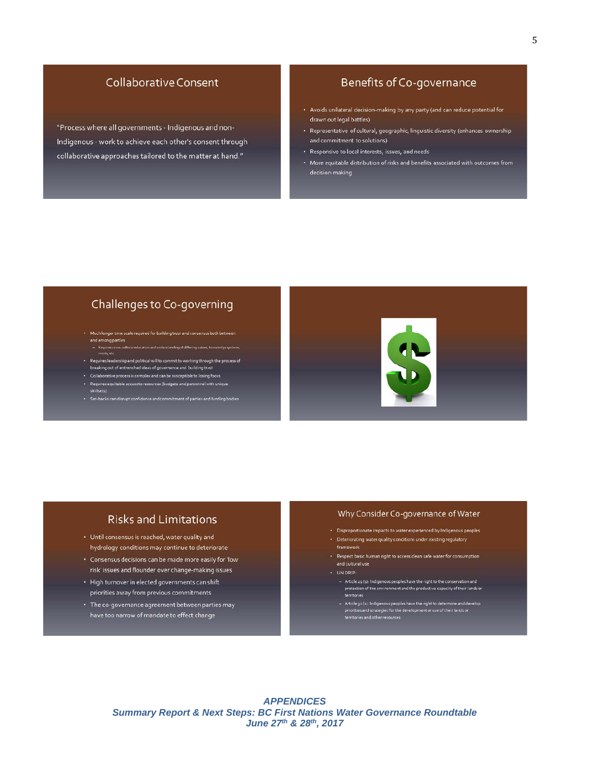## Collaborative Consent

"Process where all governments - Indigenous and non-Indigenous - work to achieve each other's consent through collaborative approaches tailored to the matter at hand."

## Benefits of Co-governance

- Avoids unilateral decision-making by any party (and can reduce potential for drawn out legal battles)
- Representative of cultural, geographic, linguistic diversity (enhances ownership and commitment to solutions)
- Responsive to local interests, issues, and needs
- More equitable distribution of risks and benefits associated with outcomes from decision-making

## Challenges to Co-governing

- Much longer time scale required for building trust and consensus both between and among parties
  - Requires cross-cultural education and understanding of differing values, knowledge systems, needs, etc
- Requires leadership and political will to commit to working through the process of breaking out of entrenched ideas of governance and building trust
- Collaborative process is complex and can be susceptible to losing focus
- Requires equitable access to resources (budgets and personnel with unique skillsets)
- Set-backs can disrupt confidence and commitment of parties and funding bodies

## Risks and Limitations

- Until consensus is reached, water quality and hydrology conditions may continue to deteriorate
- Consensus decisions can be made more easily for 'low risk' issues and flounder over change-making issues
- High turnover in elected governments can shift priorities away from previous commitments
- The co-governance agreement between parties may have too narrow of mandate to effect change

## Why Consider Co-governance of Water

- Disproportionate impacts to water experienced by Indigenous peoples
- Deteriorating water quality conditions under existing regulatory framework
- Respect basic human right to access clean safe water for consumption and cultural use
- UN DRIP:
  - Article 29 (1): Indigenous peoples have the right to the conservation and protection of the environment and the productive capacity of their lands or territories
  - Article 32 (1): Indigenous peoples have the right to determine and develop priorities and strategies for the development or use of their lands or territories and other resources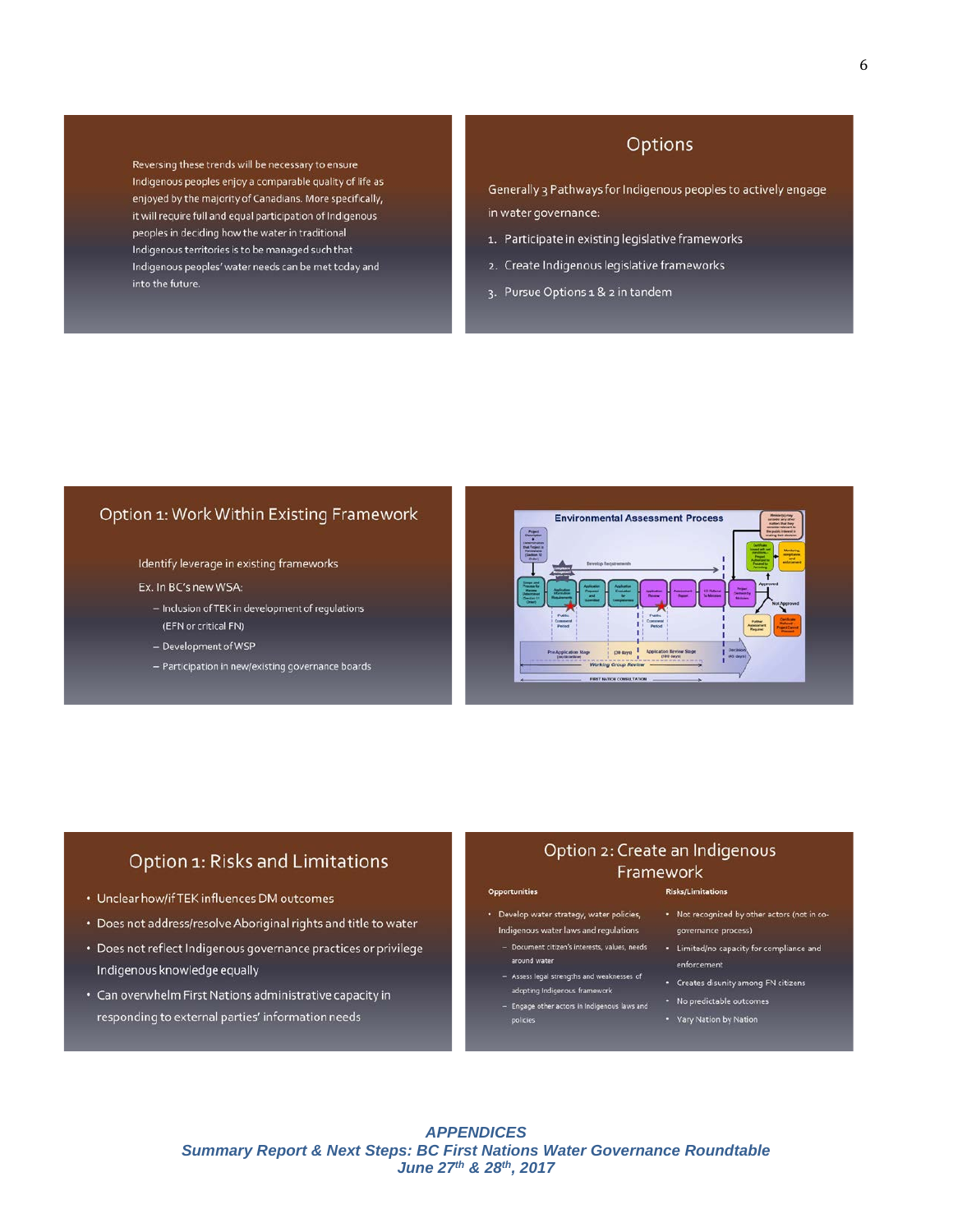Reversing these trends will be necessary to ensure Indigenous peoples enjoy a comparable quality of life as enjoyed by the majority of Canadians. More specifically, it will require full and equal participation of Indigenous peoples in deciding how the water in traditional Indigenous territories is to be managed such that Indigenous peoples' water needs can be met today and into the future.

## Options

Generally 3 Pathways for Indigenous peoples to actively engage in water governance:

1. Participate in existing legislative frameworks
2. Create Indigenous legislative frameworks
3. Pursue Options 1 & 2 in tandem

## Option 1: Work Within Existing Framework

Identify leverage in existing frameworks

Ex. In BC's new WSA:

- Inclusion of TEK in development of regulations (EFN or critical FN)
- Development of WSP
- Participation in new/existing governance boards

## Environmental Assessment Process

## Option 1: Risks and Limitations

- Unclear how/if TEK influences DM outcomes
- Does not address/resolve Aboriginal rights and title to water
- Does not reflect Indigenous governance practices or privilege Indigenous knowledge equally
- Can overwhelm First Nations administrative capacity in responding to external parties' information needs

## Option 2: Create an Indigenous Framework

**Opportunities**

- Develop water strategy, water policies, Indigenous water laws and regulations
  - Document citizen's interests, values, needs around water
  - Assess legal strengths and weaknesses of adopting Indigenous framework
  - Engage other actors in Indigenous laws and policies

**Risks/Limitations**

- Not recognized by other actors (not in co-governance process)
- Limited/no capacity for compliance and enforcement
- Creates disunity among FN citizens
- No predictable outcomes
- Vary Nation by Nation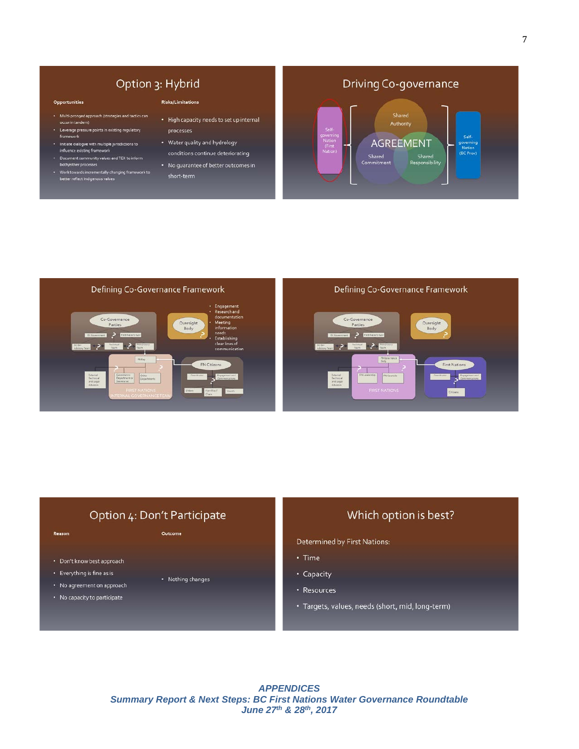## Option 3: Hybrid

**Opportunities**

- Multi-pronged approach (strategies and tactics can occur in tandem)
- Leverage pressure points in existing regulatory framework
- Initiate dialogue with multiple jurisdictions to influence existing framework
- Document community values and TEK to inform both/either processes
- Work towards incrementally changing framework to better reflect Indigenous values

**Risks/Limitations**

- High capacity needs to set up internal processes
- Water quality and hydrology conditions continue deteriorating
- No guarantee of better outcomes in short-term

## Driving Co-governance

Self-governing Nation (First Nation)

Shared Authority

AGREEMENT

Shared Commitment

Shared Responsibility

Self-governing Nation (BC Prov)

## Defining Co-Governance Framework

Co-Governance Parties

BC Government

First Nations Gov

BC Gov Advisory Team

Technical Team

FN Advisory Team

Oversight Body

- Engagement
- Research and documentation
- Meeting information needs
- Establishing clear lines of communication

FN Rep

External Technical and Legal Advisors

Governance Department or Secretariat

Other Departments

FIRST NATIONS INTERNAL GOVERNANCE TEAM

FN Citizens

Coordinator

Engagement and Communications

Elders

Families / Clans

Youth

## Defining Co-Governance Framework

Co-Governance Parties

BC Government

First Nations Gov

BC Gov Advisory Team

Technical Team

FN Advisory Team

Oversight Body

FN Governance Body

External Technical and Legal Advisors

FN Leadership

FN Councils

FIRST NATIONS

First Nations

Coordinator

Engagement and Communications

Citizens

## Option 4: Don't Participate

**Reason**

- Don't know best approach
- Everything is fine as is
- No agreement on approach
- No capacity to participate

**Outcome**

- Nothing changes

## Which option is best?

Determined by First Nations:

- Time
- Capacity
- Resources
- Targets, values, needs (short, mid, long-term)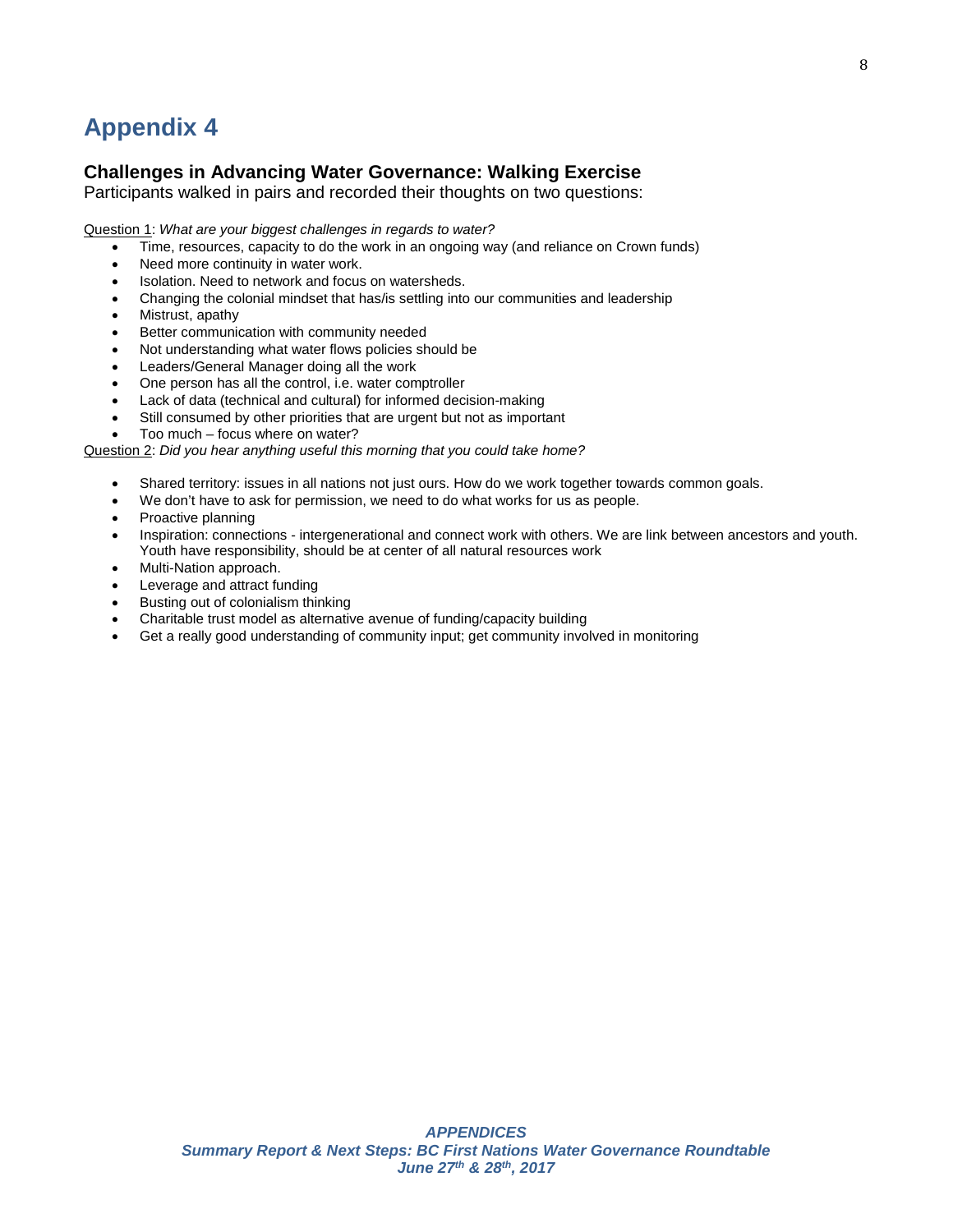# Appendix 4

### Challenges in Advancing Water Governance: Walking Exercise

Participants walked in pairs and recorded their thoughts on two questions:

Question 1: *What are your biggest challenges in regards to water?*

- Time, resources, capacity to do the work in an ongoing way (and reliance on Crown funds)
- Need more continuity in water work.
- Isolation. Need to network and focus on watersheds.
- Changing the colonial mindset that has/is settling into our communities and leadership
- Mistrust, apathy
- Better communication with community needed
- Not understanding what water flows policies should be
- Leaders/General Manager doing all the work
- One person has all the control, i.e. water comptroller
- Lack of data (technical and cultural) for informed decision-making
- Still consumed by other priorities that are urgent but not as important
- Too much – focus where on water?

Question 2: *Did you hear anything useful this morning that you could take home?*

- Shared territory: issues in all nations not just ours. How do we work together towards common goals.
- We don't have to ask for permission, we need to do what works for us as people.
- Proactive planning
- Inspiration: connections - intergenerational and connect work with others. We are link between ancestors and youth. Youth have responsibility, should be at center of all natural resources work
- Multi-Nation approach.
- Leverage and attract funding
- Busting out of colonialism thinking
- Charitable trust model as alternative avenue of funding/capacity building
- Get a really good understanding of community input; get community involved in monitoring